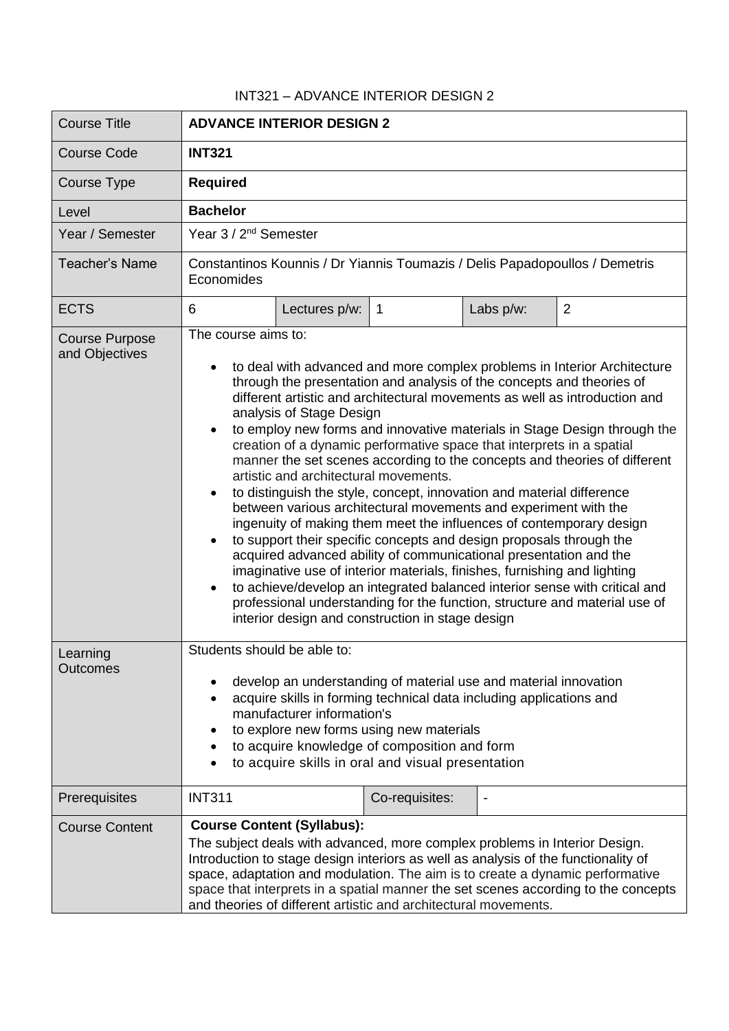INT321 – ADVANCE INTERIOR DESIGN 2

| | | | | | |
|---|---|---|---|---|---|
| Course Title | **ADVANCE INTERIOR DESIGN 2** | | | | |
| Course Code | **INT321** | | | | |
| Course Type | **Required** | | | | |
| Level | **Bachelor** | | | | |
| Year / Semester | Year 3 / 2nd Semester | | | | |
| Teacher's Name | Constantinos Kounnis / Dr Yiannis Toumazis / Delis Papadopoullos / Demetris Economides | | | | |
| ECTS | 6 | Lectures p/w: | 1 | Labs p/w: | 2 |
| Course Purpose and Objectives | The course aims to:<br>• to deal with advanced and more complex problems in Interior Architecture through the presentation and analysis of the concepts and theories of different artistic and architectural movements as well as introduction and analysis of Stage Design<br>• to employ new forms and innovative materials in Stage Design through the creation of a dynamic performative space that interprets in a spatial manner the set scenes according to the concepts and theories of different artistic and architectural movements.<br>• to distinguish the style, concept, innovation and material difference between various architectural movements and experiment with the ingenuity of making them meet the influences of contemporary design<br>• to support their specific concepts and design proposals through the acquired advanced ability of communicational presentation and the imaginative use of interior materials, finishes, furnishing and lighting<br>• to achieve/develop an integrated balanced interior sense with critical and professional understanding for the function, structure and material use of interior design and construction in stage design | | | | |
| Learning Outcomes | Students should be able to:<br>• develop an understanding of material use and material innovation<br>• acquire skills in forming technical data including applications and manufacturer information's<br>• to explore new forms using new materials<br>• to acquire knowledge of composition and form<br>• to acquire skills in oral and visual presentation | | | | |
| Prerequisites | INT311 | | Co-requisites: | - | |
| Course Content | **Course Content (Syllabus):**<br>The subject deals with advanced, more complex problems in Interior Design. Introduction to stage design interiors as well as analysis of the functionality of space, adaptation and modulation. The aim is to create a dynamic performative space that interprets in a spatial manner the set scenes according to the concepts and theories of different artistic and architectural movements. | | | | |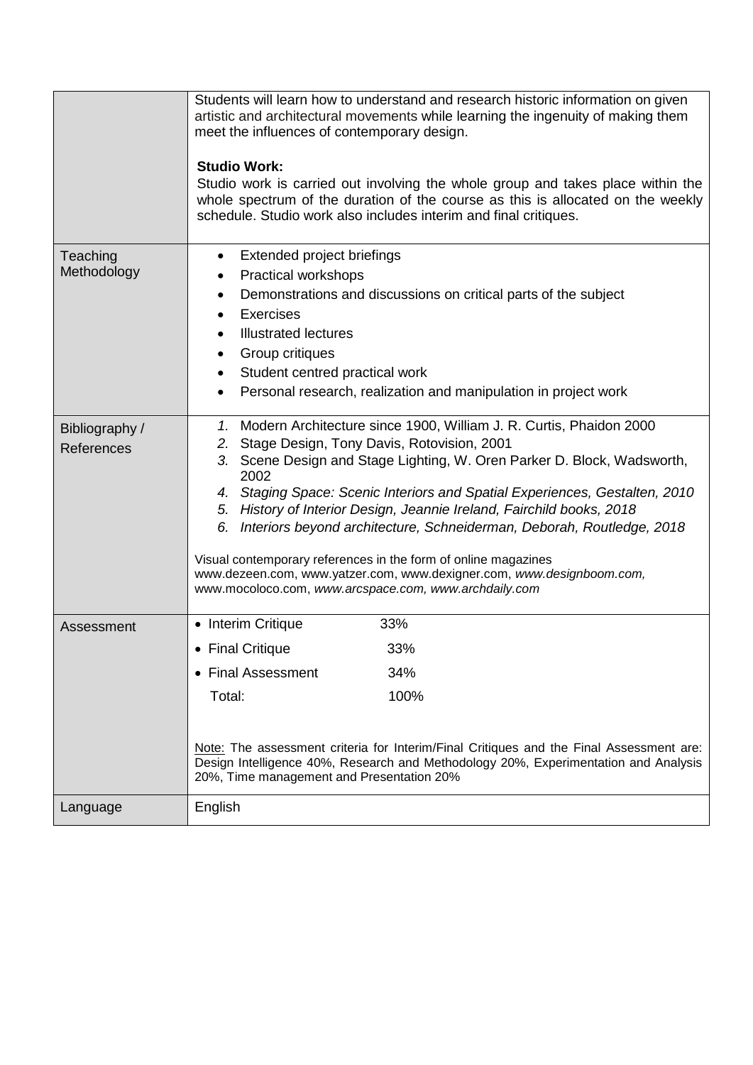| | |
|---|---|
| | Students will learn how to understand and research historic information on given artistic and architectural movements while learning the ingenuity of making them meet the influences of contemporary design.<br><br>**Studio Work:**<br>Studio work is carried out involving the whole group and takes place within the whole spectrum of the duration of the course as this is allocated on the weekly schedule. Studio work also includes interim and final critiques. |
| Teaching Methodology | • Extended project briefings<br>• Practical workshops<br>• Demonstrations and discussions on critical parts of the subject<br>• Exercises<br>• Illustrated lectures<br>• Group critiques<br>• Student centred practical work<br>• Personal research, realization and manipulation in project work |
| Bibliography / References | 1. Modern Architecture since 1900, William J. R. Curtis, Phaidon 2000<br>2. Stage Design, Tony Davis, Rotovision, 2001<br>3. Scene Design and Stage Lighting, W. Oren Parker D. Block, Wadsworth, 2002<br>4. *Staging Space: Scenic Interiors and Spatial Experiences, Gestalten, 2010*<br>5. *History of Interior Design, Jeannie Ireland, Fairchild books, 2018*<br>6. *Interiors beyond architecture, Schneiderman, Deborah, Routledge, 2018*<br><br>Visual contemporary references in the form of online magazines<br>www.dezeen.com, www.yatzer.com, www.dexigner.com, *www.designboom.com,* www.mocoloco.com, *www.arcspace.com, www.archdaily.com* |
| Assessment | • Interim Critique 33%<br>• Final Critique 33%<br>• Final Assessment 34%<br>Total: 100%<br><br>Note: The assessment criteria for Interim/Final Critiques and the Final Assessment are: Design Intelligence 40%, Research and Methodology 20%, Experimentation and Analysis 20%, Time management and Presentation 20% |
| Language | English |